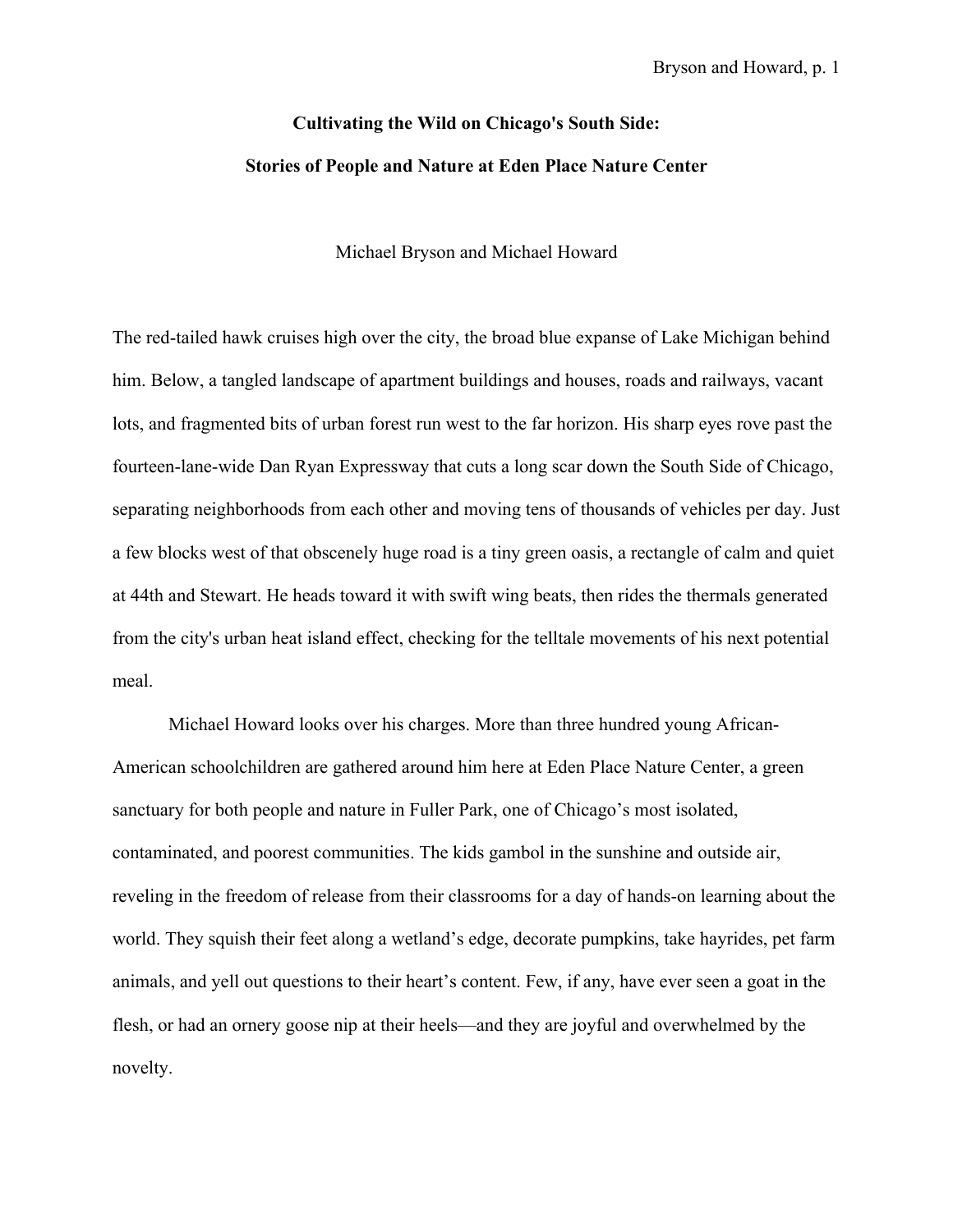# Cultivating the Wild on Chicago's South Side:

# Stories of People and Nature at Eden Place Nature Center

Michael Bryson and Michael Howard

The red-tailed hawk cruises high over the city, the broad blue expanse of Lake Michigan behind him. Below, a tangled landscape of apartment buildings and houses, roads and railways, vacant lots, and fragmented bits of urban forest run west to the far horizon. His sharp eyes rove past the fourteen-lane-wide Dan Ryan Expressway that cuts a long scar down the South Side of Chicago, separating neighborhoods from each other and moving tens of thousands of vehicles per day. Just a few blocks west of that obscenely huge road is a tiny green oasis, a rectangle of calm and quiet at 44th and Stewart. He heads toward it with swift wing beats, then rides the thermals generated from the city's urban heat island effect, checking for the telltale movements of his next potential meal.

Michael Howard looks over his charges. More than three hundred young African-American schoolchildren are gathered around him here at Eden Place Nature Center, a green sanctuary for both people and nature in Fuller Park, one of Chicago's most isolated, contaminated, and poorest communities. The kids gambol in the sunshine and outside air, reveling in the freedom of release from their classrooms for a day of hands-on learning about the world. They squish their feet along a wetland's edge, decorate pumpkins, take hayrides, pet farm animals, and yell out questions to their heart's content. Few, if any, have ever seen a goat in the flesh, or had an ornery goose nip at their heels—and they are joyful and overwhelmed by the novelty.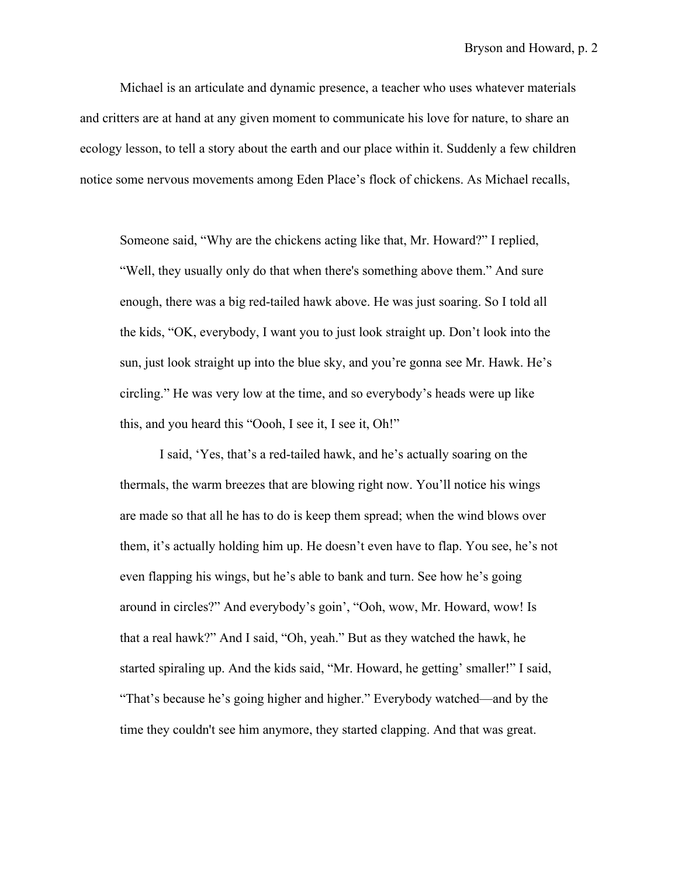Michael is an articulate and dynamic presence, a teacher who uses whatever materials and critters are at hand at any given moment to communicate his love for nature, to share an ecology lesson, to tell a story about the earth and our place within it. Suddenly a few children notice some nervous movements among Eden Place's flock of chickens. As Michael recalls,

> Someone said, "Why are the chickens acting like that, Mr. Howard?" I replied, "Well, they usually only do that when there's something above them." And sure enough, there was a big red-tailed hawk above. He was just soaring. So I told all the kids, "OK, everybody, I want you to just look straight up. Don't look into the sun, just look straight up into the blue sky, and you're gonna see Mr. Hawk. He's circling." He was very low at the time, and so everybody's heads were up like this, and you heard this "Oooh, I see it, I see it, Oh!"
>
> I said, 'Yes, that's a red-tailed hawk, and he's actually soaring on the thermals, the warm breezes that are blowing right now. You'll notice his wings are made so that all he has to do is keep them spread; when the wind blows over them, it's actually holding him up. He doesn't even have to flap. You see, he's not even flapping his wings, but he's able to bank and turn. See how he's going around in circles?" And everybody's goin', "Ooh, wow, Mr. Howard, wow! Is that a real hawk?" And I said, "Oh, yeah." But as they watched the hawk, he started spiraling up. And the kids said, "Mr. Howard, he getting' smaller!" I said, "That's because he's going higher and higher." Everybody watched—and by the time they couldn't see him anymore, they started clapping. And that was great.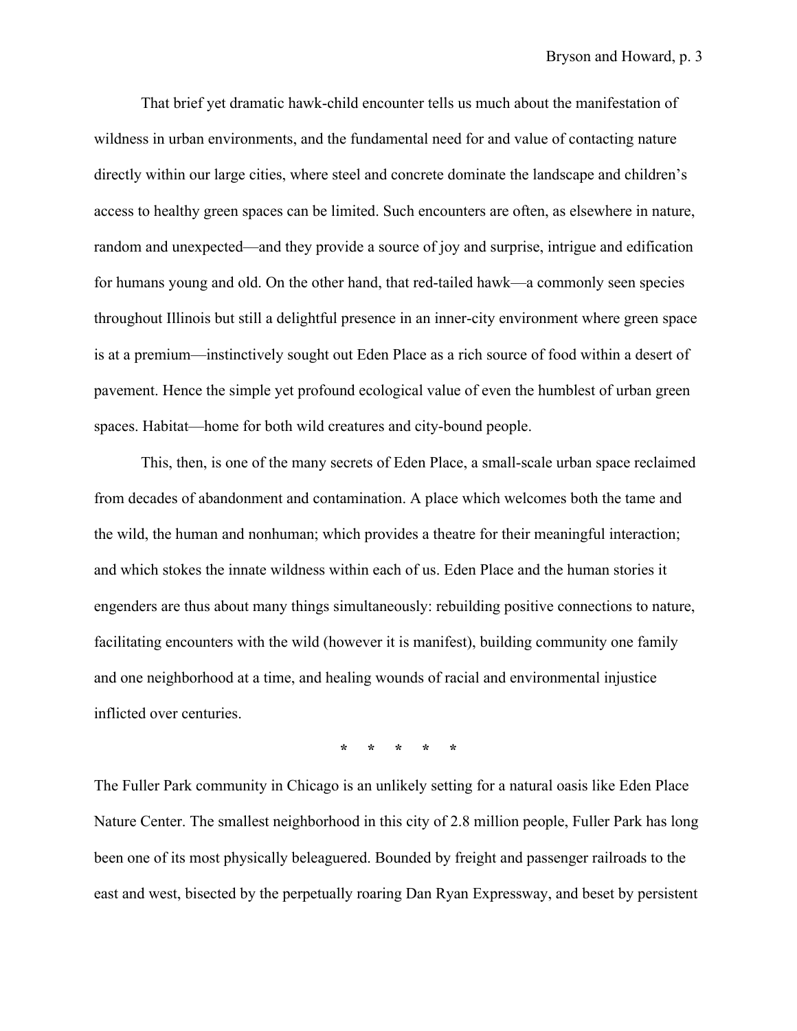That brief yet dramatic hawk-child encounter tells us much about the manifestation of wildness in urban environments, and the fundamental need for and value of contacting nature directly within our large cities, where steel and concrete dominate the landscape and children's access to healthy green spaces can be limited. Such encounters are often, as elsewhere in nature, random and unexpected—and they provide a source of joy and surprise, intrigue and edification for humans young and old. On the other hand, that red-tailed hawk—a commonly seen species throughout Illinois but still a delightful presence in an inner-city environment where green space is at a premium—instinctively sought out Eden Place as a rich source of food within a desert of pavement. Hence the simple yet profound ecological value of even the humblest of urban green spaces. Habitat—home for both wild creatures and city-bound people.

This, then, is one of the many secrets of Eden Place, a small-scale urban space reclaimed from decades of abandonment and contamination. A place which welcomes both the tame and the wild, the human and nonhuman; which provides a theatre for their meaningful interaction; and which stokes the innate wildness within each of us. Eden Place and the human stories it engenders are thus about many things simultaneously: rebuilding positive connections to nature, facilitating encounters with the wild (however it is manifest), building community one family and one neighborhood at a time, and healing wounds of racial and environmental injustice inflicted over centuries.

\*     \*     \*     \*     \*

The Fuller Park community in Chicago is an unlikely setting for a natural oasis like Eden Place Nature Center. The smallest neighborhood in this city of 2.8 million people, Fuller Park has long been one of its most physically beleaguered. Bounded by freight and passenger railroads to the east and west, bisected by the perpetually roaring Dan Ryan Expressway, and beset by persistent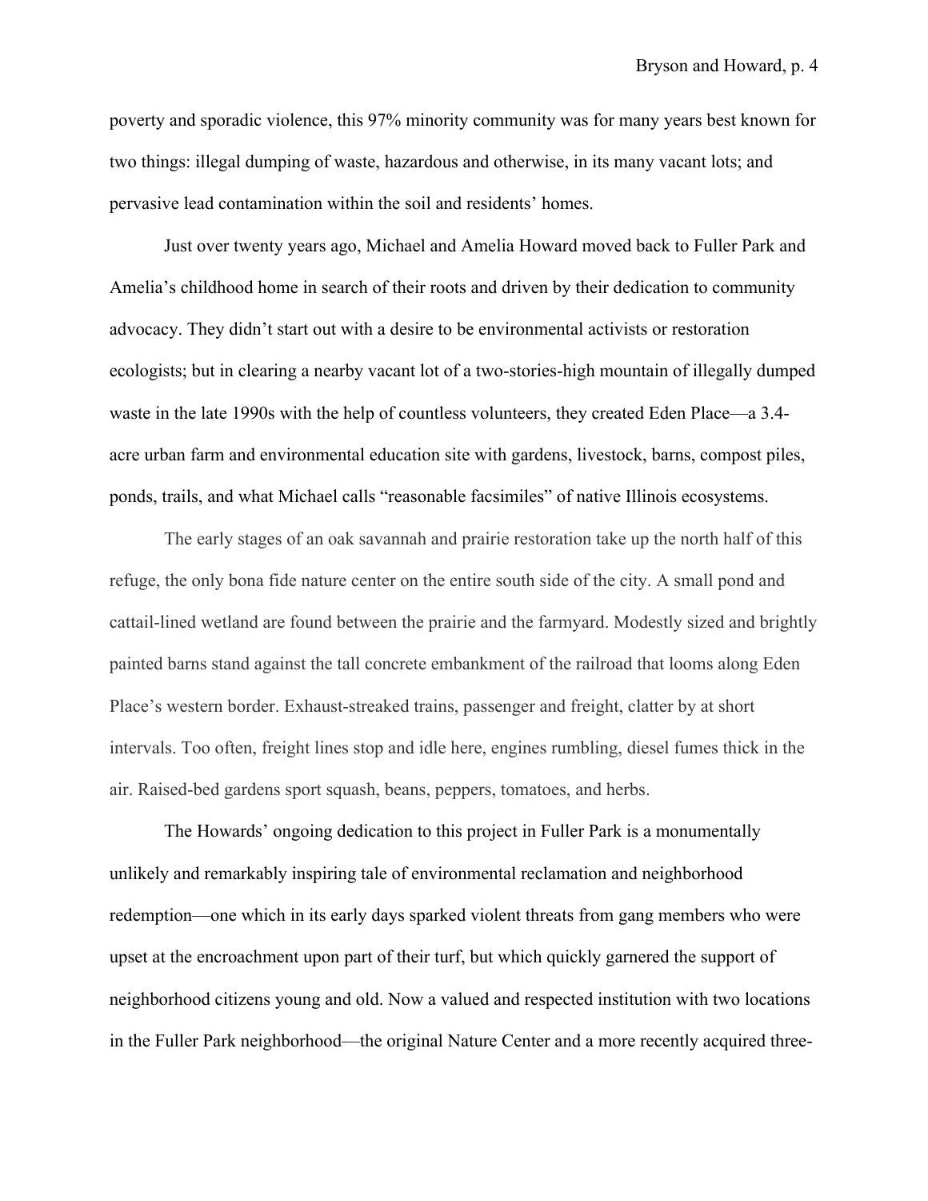poverty and sporadic violence, this 97% minority community was for many years best known for two things: illegal dumping of waste, hazardous and otherwise, in its many vacant lots; and pervasive lead contamination within the soil and residents' homes.

Just over twenty years ago, Michael and Amelia Howard moved back to Fuller Park and Amelia's childhood home in search of their roots and driven by their dedication to community advocacy. They didn't start out with a desire to be environmental activists or restoration ecologists; but in clearing a nearby vacant lot of a two-stories-high mountain of illegally dumped waste in the late 1990s with the help of countless volunteers, they created Eden Place—a 3.4-acre urban farm and environmental education site with gardens, livestock, barns, compost piles, ponds, trails, and what Michael calls "reasonable facsimiles" of native Illinois ecosystems.

The early stages of an oak savannah and prairie restoration take up the north half of this refuge, the only bona fide nature center on the entire south side of the city. A small pond and cattail-lined wetland are found between the prairie and the farmyard. Modestly sized and brightly painted barns stand against the tall concrete embankment of the railroad that looms along Eden Place's western border. Exhaust-streaked trains, passenger and freight, clatter by at short intervals. Too often, freight lines stop and idle here, engines rumbling, diesel fumes thick in the air. Raised-bed gardens sport squash, beans, peppers, tomatoes, and herbs.

The Howards' ongoing dedication to this project in Fuller Park is a monumentally unlikely and remarkably inspiring tale of environmental reclamation and neighborhood redemption—one which in its early days sparked violent threats from gang members who were upset at the encroachment upon part of their turf, but which quickly garnered the support of neighborhood citizens young and old. Now a valued and respected institution with two locations in the Fuller Park neighborhood—the original Nature Center and a more recently acquired three-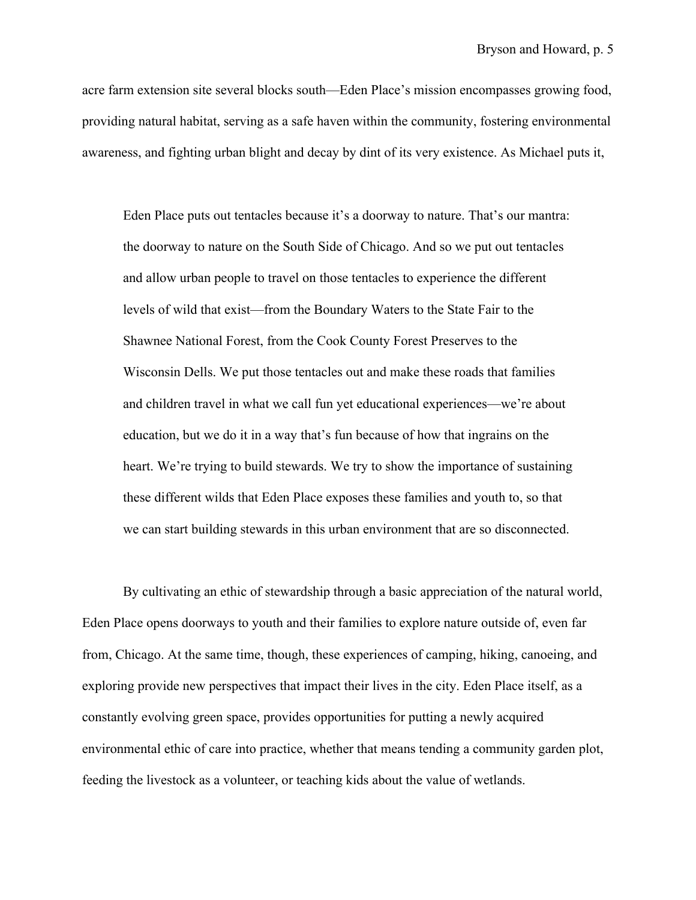acre farm extension site several blocks south—Eden Place's mission encompasses growing food, providing natural habitat, serving as a safe haven within the community, fostering environmental awareness, and fighting urban blight and decay by dint of its very existence. As Michael puts it,

> Eden Place puts out tentacles because it's a doorway to nature. That's our mantra: the doorway to nature on the South Side of Chicago. And so we put out tentacles and allow urban people to travel on those tentacles to experience the different levels of wild that exist—from the Boundary Waters to the State Fair to the Shawnee National Forest, from the Cook County Forest Preserves to the Wisconsin Dells. We put those tentacles out and make these roads that families and children travel in what we call fun yet educational experiences—we're about education, but we do it in a way that's fun because of how that ingrains on the heart. We're trying to build stewards. We try to show the importance of sustaining these different wilds that Eden Place exposes these families and youth to, so that we can start building stewards in this urban environment that are so disconnected.

By cultivating an ethic of stewardship through a basic appreciation of the natural world, Eden Place opens doorways to youth and their families to explore nature outside of, even far from, Chicago. At the same time, though, these experiences of camping, hiking, canoeing, and exploring provide new perspectives that impact their lives in the city. Eden Place itself, as a constantly evolving green space, provides opportunities for putting a newly acquired environmental ethic of care into practice, whether that means tending a community garden plot, feeding the livestock as a volunteer, or teaching kids about the value of wetlands.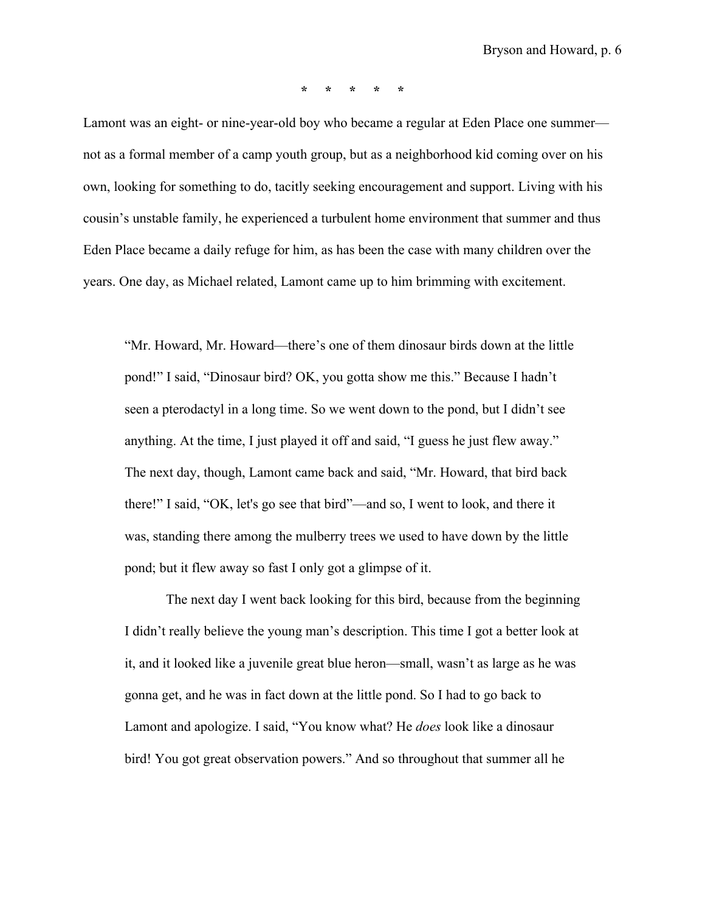\*     \*     \*     \*     \*

Lamont was an eight- or nine-year-old boy who became a regular at Eden Place one summer—not as a formal member of a camp youth group, but as a neighborhood kid coming over on his own, looking for something to do, tacitly seeking encouragement and support. Living with his cousin's unstable family, he experienced a turbulent home environment that summer and thus Eden Place became a daily refuge for him, as has been the case with many children over the years. One day, as Michael related, Lamont came up to him brimming with excitement.

> "Mr. Howard, Mr. Howard—there's one of them dinosaur birds down at the little pond!" I said, "Dinosaur bird? OK, you gotta show me this." Because I hadn't seen a pterodactyl in a long time. So we went down to the pond, but I didn't see anything. At the time, I just played it off and said, "I guess he just flew away." The next day, though, Lamont came back and said, "Mr. Howard, that bird back there!" I said, "OK, let's go see that bird"—and so, I went to look, and there it was, standing there among the mulberry trees we used to have down by the little pond; but it flew away so fast I only got a glimpse of it.
>
> The next day I went back looking for this bird, because from the beginning I didn't really believe the young man's description. This time I got a better look at it, and it looked like a juvenile great blue heron—small, wasn't as large as he was gonna get, and he was in fact down at the little pond. So I had to go back to Lamont and apologize. I said, "You know what? He *does* look like a dinosaur bird! You got great observation powers." And so throughout that summer all he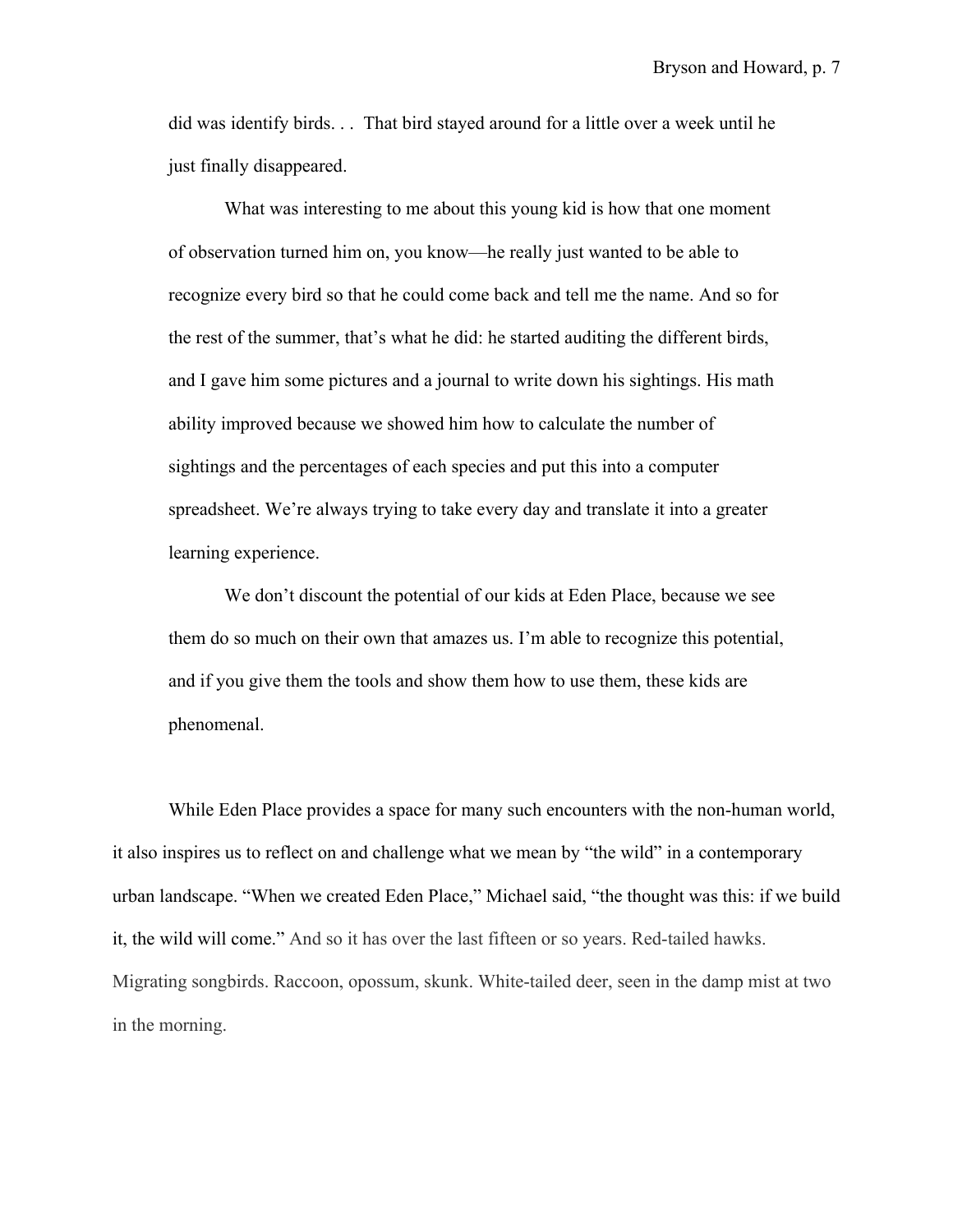> did was identify birds. . .  That bird stayed around for a little over a week until he just finally disappeared.
>
> What was interesting to me about this young kid is how that one moment of observation turned him on, you know—he really just wanted to be able to recognize every bird so that he could come back and tell me the name. And so for the rest of the summer, that's what he did: he started auditing the different birds, and I gave him some pictures and a journal to write down his sightings. His math ability improved because we showed him how to calculate the number of sightings and the percentages of each species and put this into a computer spreadsheet. We're always trying to take every day and translate it into a greater learning experience.
>
> We don't discount the potential of our kids at Eden Place, because we see them do so much on their own that amazes us. I'm able to recognize this potential, and if you give them the tools and show them how to use them, these kids are phenomenal.

While Eden Place provides a space for many such encounters with the non-human world, it also inspires us to reflect on and challenge what we mean by "the wild" in a contemporary urban landscape. "When we created Eden Place," Michael said, "the thought was this: if we build it, the wild will come." And so it has over the last fifteen or so years. Red-tailed hawks. Migrating songbirds. Raccoon, opossum, skunk. White-tailed deer, seen in the damp mist at two in the morning.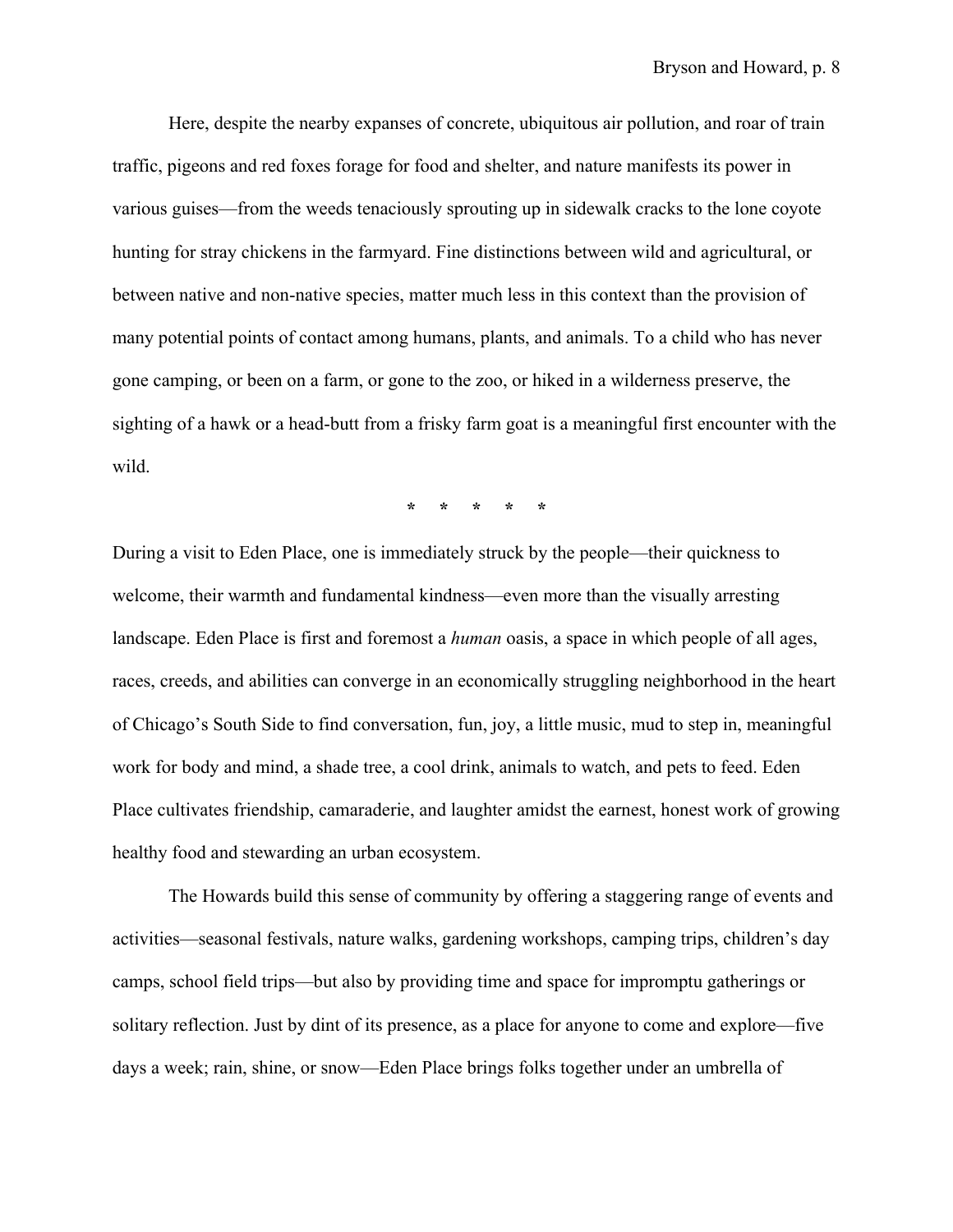Here, despite the nearby expanses of concrete, ubiquitous air pollution, and roar of train traffic, pigeons and red foxes forage for food and shelter, and nature manifests its power in various guises—from the weeds tenaciously sprouting up in sidewalk cracks to the lone coyote hunting for stray chickens in the farmyard. Fine distinctions between wild and agricultural, or between native and non-native species, matter much less in this context than the provision of many potential points of contact among humans, plants, and animals. To a child who has never gone camping, or been on a farm, or gone to the zoo, or hiked in a wilderness preserve, the sighting of a hawk or a head-butt from a frisky farm goat is a meaningful first encounter with the wild.

\*     \*     \*     \*     \*

During a visit to Eden Place, one is immediately struck by the people—their quickness to welcome, their warmth and fundamental kindness—even more than the visually arresting landscape. Eden Place is first and foremost a *human* oasis, a space in which people of all ages, races, creeds, and abilities can converge in an economically struggling neighborhood in the heart of Chicago's South Side to find conversation, fun, joy, a little music, mud to step in, meaningful work for body and mind, a shade tree, a cool drink, animals to watch, and pets to feed. Eden Place cultivates friendship, camaraderie, and laughter amidst the earnest, honest work of growing healthy food and stewarding an urban ecosystem.

The Howards build this sense of community by offering a staggering range of events and activities—seasonal festivals, nature walks, gardening workshops, camping trips, children's day camps, school field trips—but also by providing time and space for impromptu gatherings or solitary reflection. Just by dint of its presence, as a place for anyone to come and explore—five days a week; rain, shine, or snow—Eden Place brings folks together under an umbrella of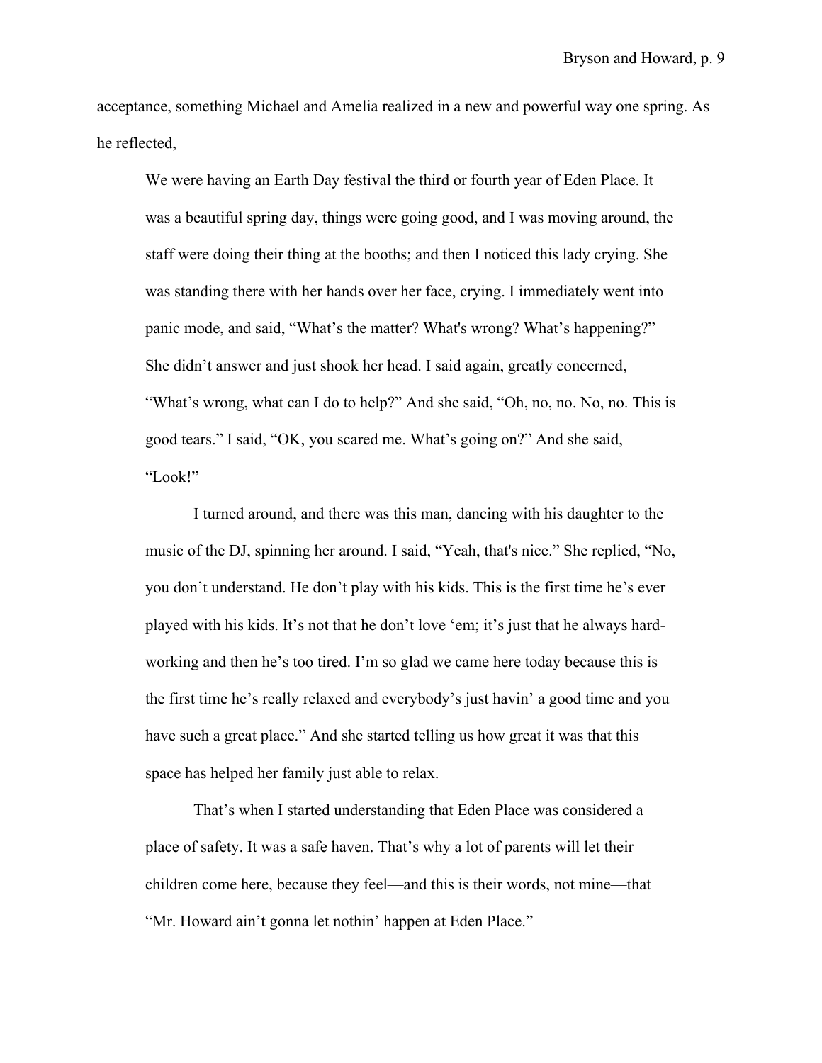acceptance, something Michael and Amelia realized in a new and powerful way one spring. As he reflected,

> We were having an Earth Day festival the third or fourth year of Eden Place. It was a beautiful spring day, things were going good, and I was moving around, the staff were doing their thing at the booths; and then I noticed this lady crying. She was standing there with her hands over her face, crying. I immediately went into panic mode, and said, "What's the matter? What's wrong? What's happening?" She didn't answer and just shook her head. I said again, greatly concerned, "What's wrong, what can I do to help?" And she said, "Oh, no, no. No, no. This is good tears." I said, "OK, you scared me. What's going on?" And she said, "Look!"
>
> I turned around, and there was this man, dancing with his daughter to the music of the DJ, spinning her around. I said, "Yeah, that's nice." She replied, "No, you don't understand. He don't play with his kids. This is the first time he's ever played with his kids. It's not that he don't love 'em; it's just that he always hard-working and then he's too tired. I'm so glad we came here today because this is the first time he's really relaxed and everybody's just havin' a good time and you have such a great place." And she started telling us how great it was that this space has helped her family just able to relax.
>
> That's when I started understanding that Eden Place was considered a place of safety. It was a safe haven. That's why a lot of parents will let their children come here, because they feel—and this is their words, not mine—that "Mr. Howard ain't gonna let nothin' happen at Eden Place."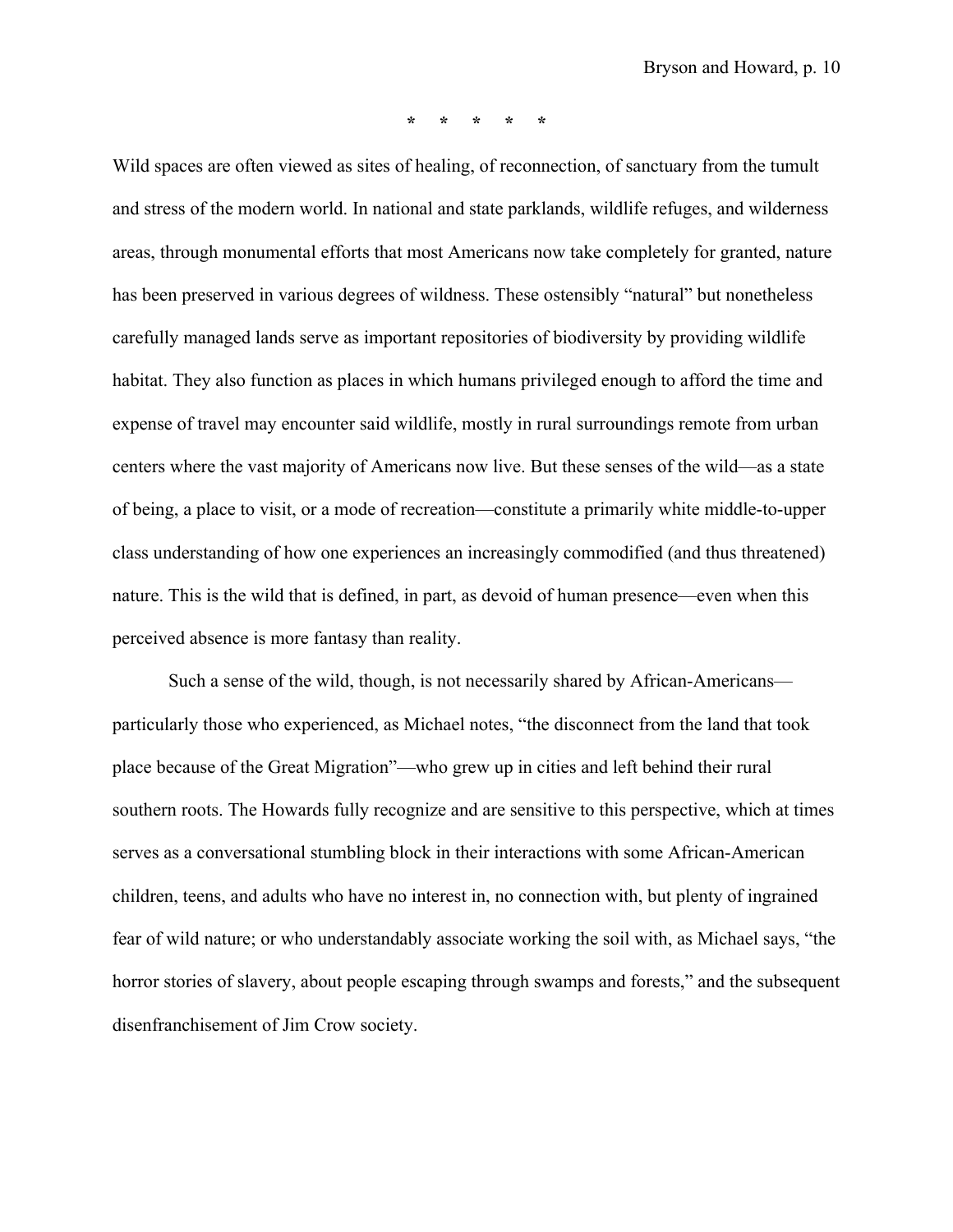\*     \*     \*     \*     \*

Wild spaces are often viewed as sites of healing, of reconnection, of sanctuary from the tumult and stress of the modern world. In national and state parklands, wildlife refuges, and wilderness areas, through monumental efforts that most Americans now take completely for granted, nature has been preserved in various degrees of wildness. These ostensibly "natural" but nonetheless carefully managed lands serve as important repositories of biodiversity by providing wildlife habitat. They also function as places in which humans privileged enough to afford the time and expense of travel may encounter said wildlife, mostly in rural surroundings remote from urban centers where the vast majority of Americans now live. But these senses of the wild—as a state of being, a place to visit, or a mode of recreation—constitute a primarily white middle-to-upper class understanding of how one experiences an increasingly commodified (and thus threatened) nature. This is the wild that is defined, in part, as devoid of human presence—even when this perceived absence is more fantasy than reality.

Such a sense of the wild, though, is not necessarily shared by African-Americans—particularly those who experienced, as Michael notes, "the disconnect from the land that took place because of the Great Migration"—who grew up in cities and left behind their rural southern roots. The Howards fully recognize and are sensitive to this perspective, which at times serves as a conversational stumbling block in their interactions with some African-American children, teens, and adults who have no interest in, no connection with, but plenty of ingrained fear of wild nature; or who understandably associate working the soil with, as Michael says, "the horror stories of slavery, about people escaping through swamps and forests," and the subsequent disenfranchisement of Jim Crow society.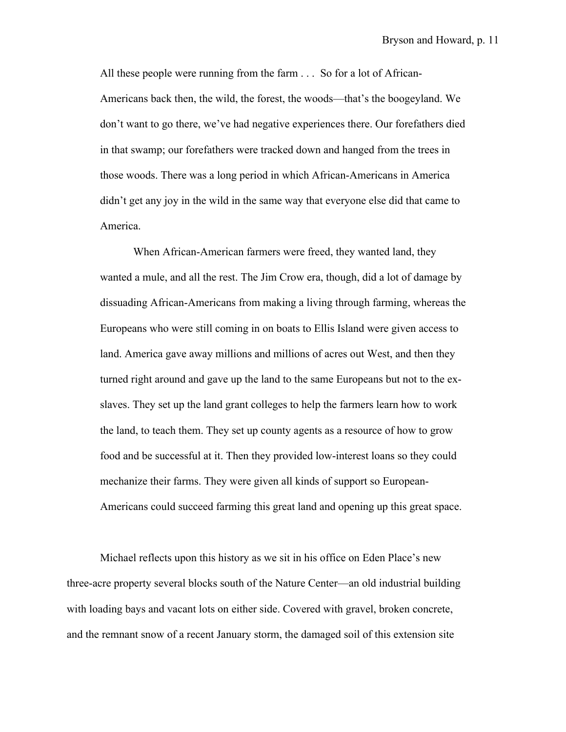> All these people were running from the farm . . . So for a lot of African-Americans back then, the wild, the forest, the woods—that's the boogeyland. We don't want to go there, we've had negative experiences there. Our forefathers died in that swamp; our forefathers were tracked down and hanged from the trees in those woods. There was a long period in which African-Americans in America didn't get any joy in the wild in the same way that everyone else did that came to America.
>
> When African-American farmers were freed, they wanted land, they wanted a mule, and all the rest. The Jim Crow era, though, did a lot of damage by dissuading African-Americans from making a living through farming, whereas the Europeans who were still coming in on boats to Ellis Island were given access to land. America gave away millions and millions of acres out West, and then they turned right around and gave up the land to the same Europeans but not to the ex-slaves. They set up the land grant colleges to help the farmers learn how to work the land, to teach them. They set up county agents as a resource of how to grow food and be successful at it. Then they provided low-interest loans so they could mechanize their farms. They were given all kinds of support so European-Americans could succeed farming this great land and opening up this great space.

Michael reflects upon this history as we sit in his office on Eden Place's new three-acre property several blocks south of the Nature Center—an old industrial building with loading bays and vacant lots on either side. Covered with gravel, broken concrete, and the remnant snow of a recent January storm, the damaged soil of this extension site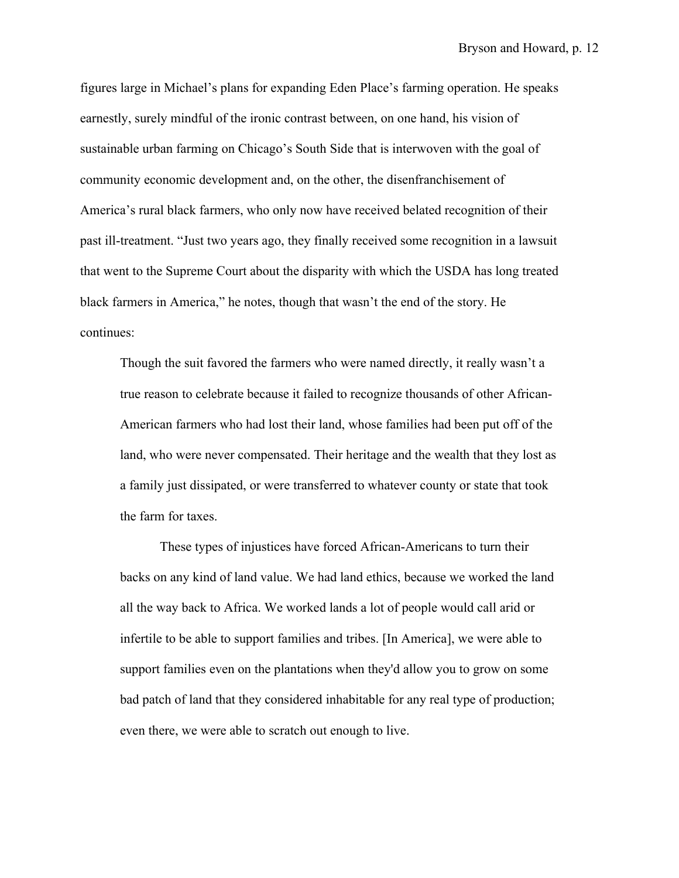figures large in Michael's plans for expanding Eden Place's farming operation. He speaks earnestly, surely mindful of the ironic contrast between, on one hand, his vision of sustainable urban farming on Chicago's South Side that is interwoven with the goal of community economic development and, on the other, the disenfranchisement of America's rural black farmers, who only now have received belated recognition of their past ill-treatment. "Just two years ago, they finally received some recognition in a lawsuit that went to the Supreme Court about the disparity with which the USDA has long treated black farmers in America," he notes, though that wasn't the end of the story. He continues:

> Though the suit favored the farmers who were named directly, it really wasn't a true reason to celebrate because it failed to recognize thousands of other African-American farmers who had lost their land, whose families had been put off of the land, who were never compensated. Their heritage and the wealth that they lost as a family just dissipated, or were transferred to whatever county or state that took the farm for taxes.
>
> These types of injustices have forced African-Americans to turn their backs on any kind of land value. We had land ethics, because we worked the land all the way back to Africa. We worked lands a lot of people would call arid or infertile to be able to support families and tribes. [In America], we were able to support families even on the plantations when they'd allow you to grow on some bad patch of land that they considered inhabitable for any real type of production; even there, we were able to scratch out enough to live.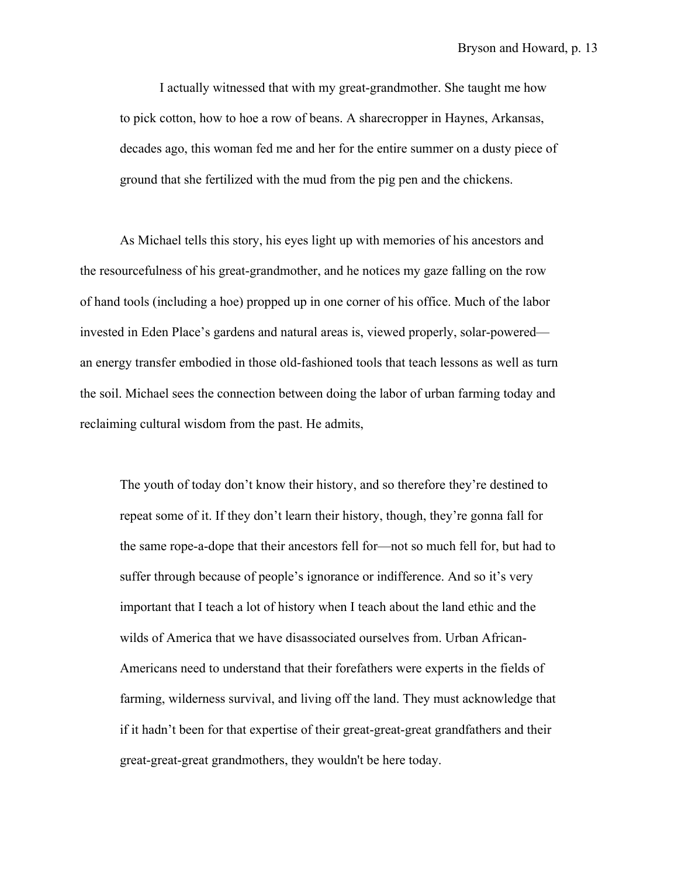> I actually witnessed that with my great-grandmother. She taught me how to pick cotton, how to hoe a row of beans. A sharecropper in Haynes, Arkansas, decades ago, this woman fed me and her for the entire summer on a dusty piece of ground that she fertilized with the mud from the pig pen and the chickens.

As Michael tells this story, his eyes light up with memories of his ancestors and the resourcefulness of his great-grandmother, and he notices my gaze falling on the row of hand tools (including a hoe) propped up in one corner of his office. Much of the labor invested in Eden Place's gardens and natural areas is, viewed properly, solar-powered—an energy transfer embodied in those old-fashioned tools that teach lessons as well as turn the soil. Michael sees the connection between doing the labor of urban farming today and reclaiming cultural wisdom from the past. He admits,

> The youth of today don't know their history, and so therefore they're destined to repeat some of it. If they don't learn their history, though, they're gonna fall for the same rope-a-dope that their ancestors fell for—not so much fell for, but had to suffer through because of people's ignorance or indifference. And so it's very important that I teach a lot of history when I teach about the land ethic and the wilds of America that we have disassociated ourselves from. Urban African-Americans need to understand that their forefathers were experts in the fields of farming, wilderness survival, and living off the land. They must acknowledge that if it hadn't been for that expertise of their great-great-great grandfathers and their great-great-great grandmothers, they wouldn't be here today.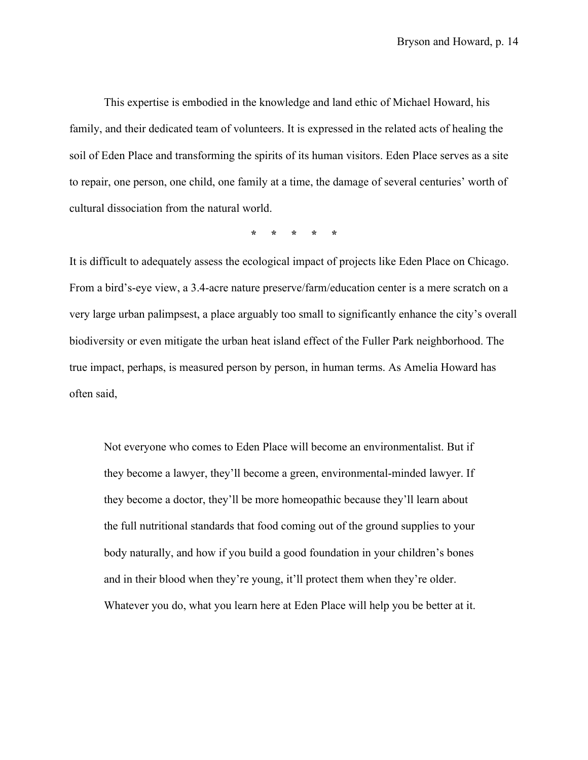This expertise is embodied in the knowledge and land ethic of Michael Howard, his family, and their dedicated team of volunteers. It is expressed in the related acts of healing the soil of Eden Place and transforming the spirits of its human visitors. Eden Place serves as a site to repair, one person, one child, one family at a time, the damage of several centuries' worth of cultural dissociation from the natural world.

\*     \*     \*     \*     \*

It is difficult to adequately assess the ecological impact of projects like Eden Place on Chicago. From a bird's-eye view, a 3.4-acre nature preserve/farm/education center is a mere scratch on a very large urban palimpsest, a place arguably too small to significantly enhance the city's overall biodiversity or even mitigate the urban heat island effect of the Fuller Park neighborhood. The true impact, perhaps, is measured person by person, in human terms. As Amelia Howard has often said,

> Not everyone who comes to Eden Place will become an environmentalist. But if they become a lawyer, they'll become a green, environmental-minded lawyer. If they become a doctor, they'll be more homeopathic because they'll learn about the full nutritional standards that food coming out of the ground supplies to your body naturally, and how if you build a good foundation in your children's bones and in their blood when they're young, it'll protect them when they're older. Whatever you do, what you learn here at Eden Place will help you be better at it.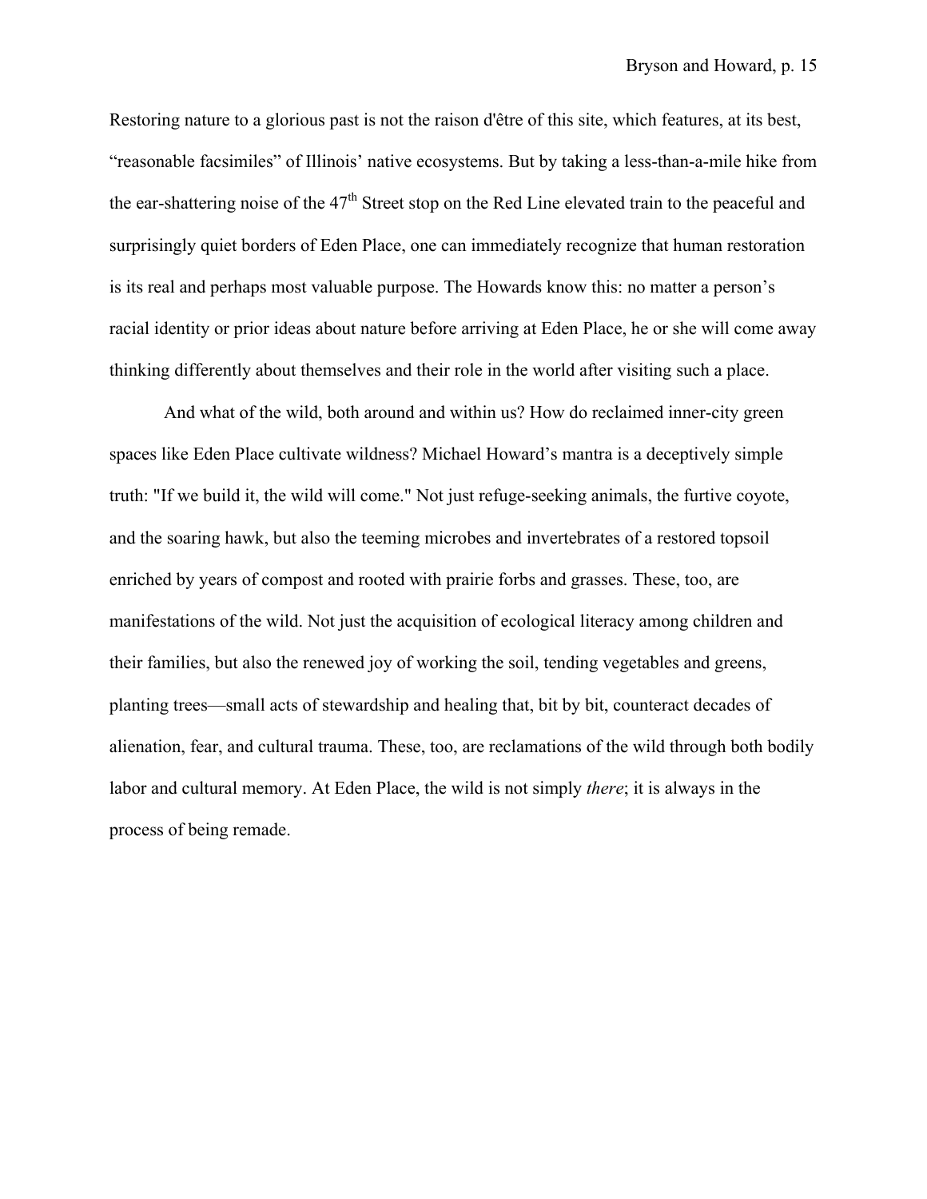Restoring nature to a glorious past is not the raison d'être of this site, which features, at its best, “reasonable facsimiles” of Illinois’ native ecosystems. But by taking a less-than-a-mile hike from the ear-shattering noise of the 47th Street stop on the Red Line elevated train to the peaceful and surprisingly quiet borders of Eden Place, one can immediately recognize that human restoration is its real and perhaps most valuable purpose. The Howards know this: no matter a person’s racial identity or prior ideas about nature before arriving at Eden Place, he or she will come away thinking differently about themselves and their role in the world after visiting such a place.

And what of the wild, both around and within us? How do reclaimed inner-city green spaces like Eden Place cultivate wildness? Michael Howard’s mantra is a deceptively simple truth: "If we build it, the wild will come." Not just refuge-seeking animals, the furtive coyote, and the soaring hawk, but also the teeming microbes and invertebrates of a restored topsoil enriched by years of compost and rooted with prairie forbs and grasses. These, too, are manifestations of the wild. Not just the acquisition of ecological literacy among children and their families, but also the renewed joy of working the soil, tending vegetables and greens, planting trees—small acts of stewardship and healing that, bit by bit, counteract decades of alienation, fear, and cultural trauma. These, too, are reclamations of the wild through both bodily labor and cultural memory. At Eden Place, the wild is not simply *there*; it is always in the process of being remade.